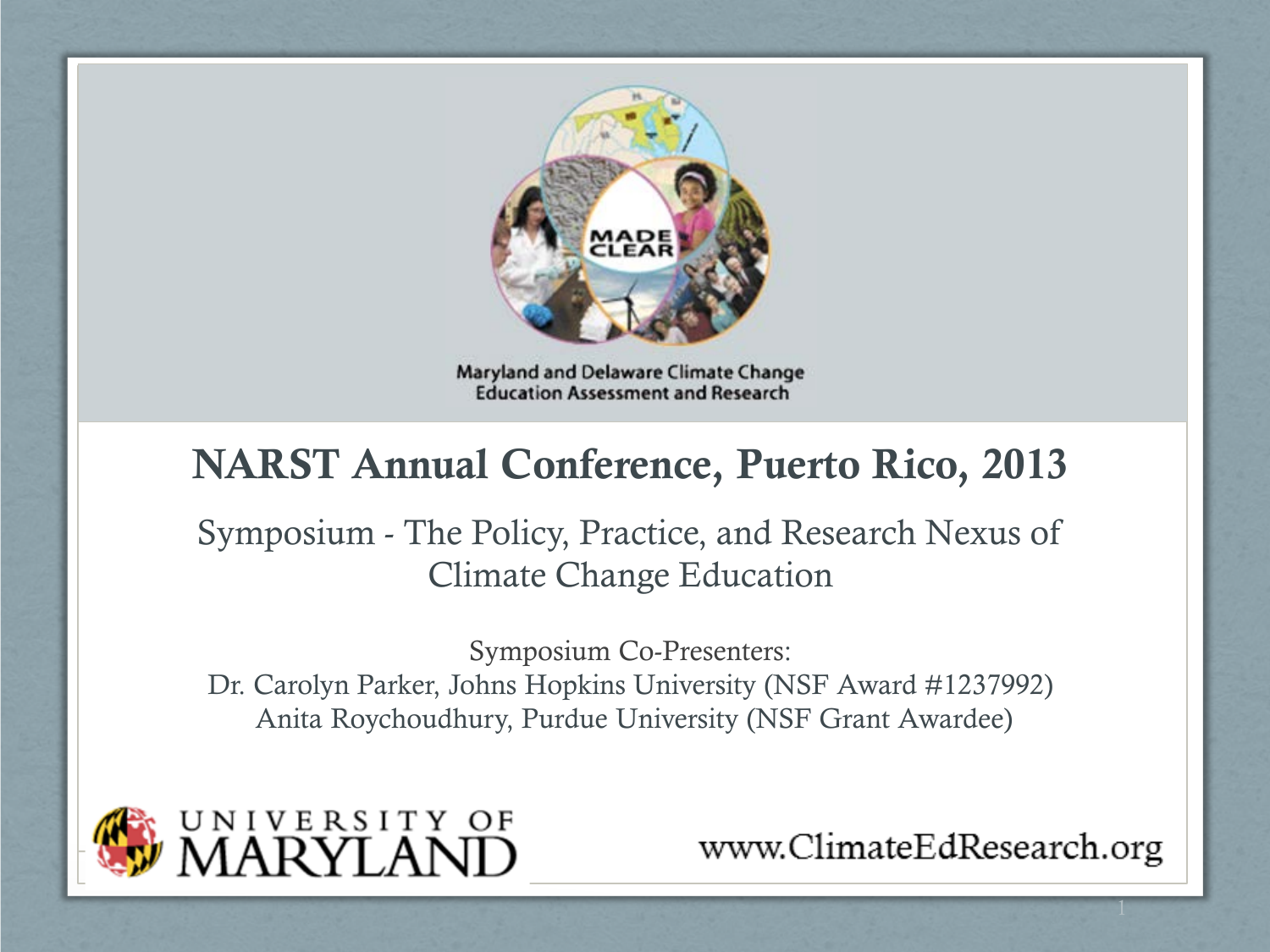MADE CLEAR

Maryland and Delaware Climate Change Education Assessment and Research

# NARST Annual Conference, Puerto Rico, 2013

## Symposium - The Policy, Practice, and Research Nexus of Climate Change Education

Symposium Co-Presenters:
Dr. Carolyn Parker, Johns Hopkins University (NSF Award #1237992)
Anita Roychoudhury, Purdue University (NSF Grant Awardee)

UNIVERSITY OF MARYLAND

www.ClimateEdResearch.org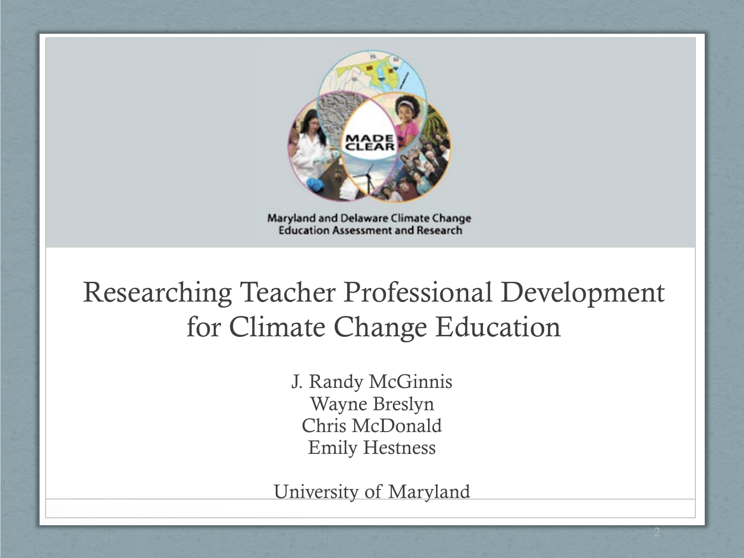MADE CLEAR

Maryland and Delaware Climate Change Education Assessment and Research

# Researching Teacher Professional Development for Climate Change Education

J. Randy McGinnis
Wayne Breslyn
Chris McDonald
Emily Hestness

University of Maryland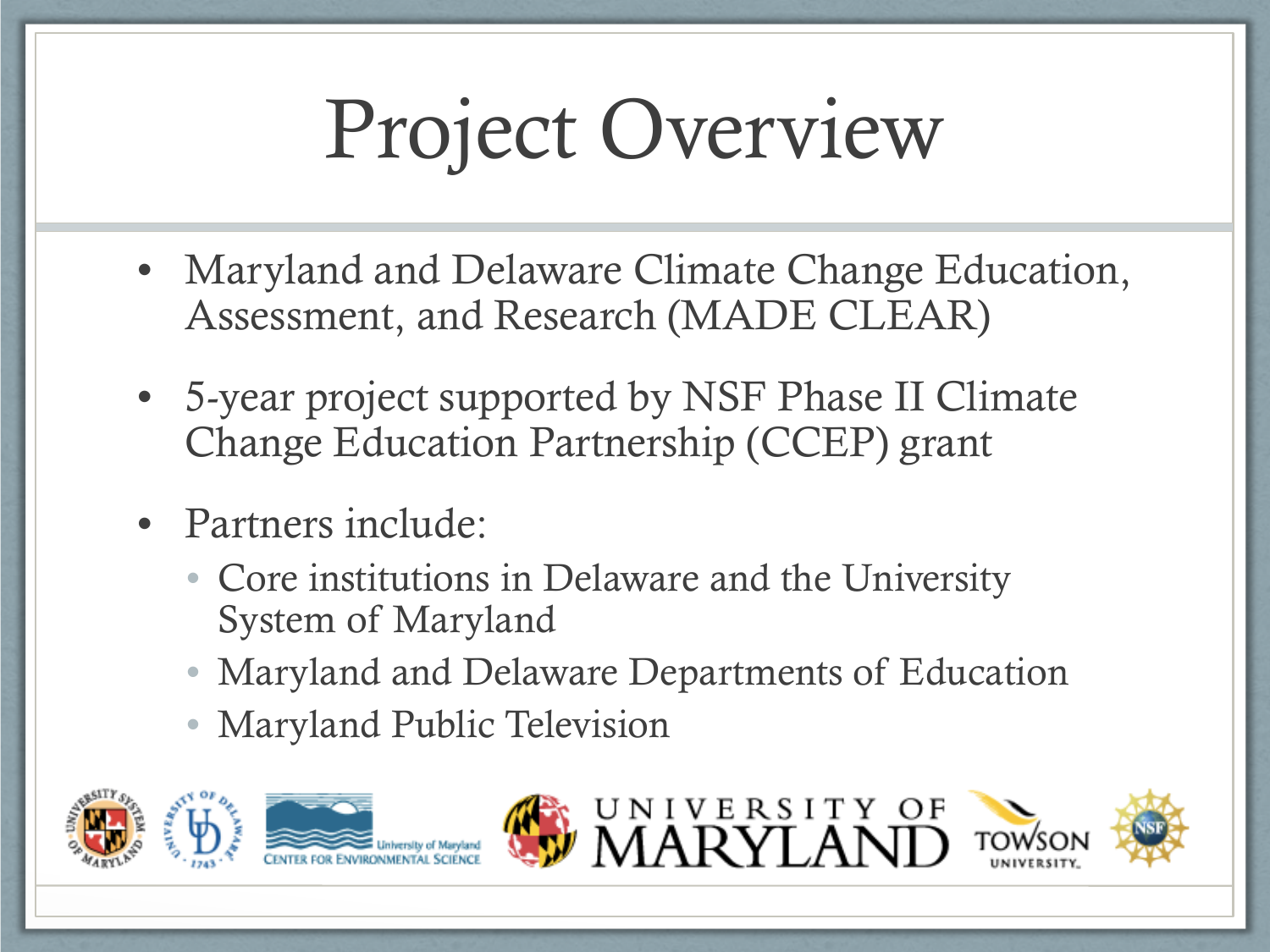# Project Overview

- Maryland and Delaware Climate Change Education, Assessment, and Research (MADE CLEAR)
- 5-year project supported by NSF Phase II Climate Change Education Partnership (CCEP) grant
- Partners include:
  - Core institutions in Delaware and the University System of Maryland
  - Maryland and Delaware Departments of Education
  - Maryland Public Television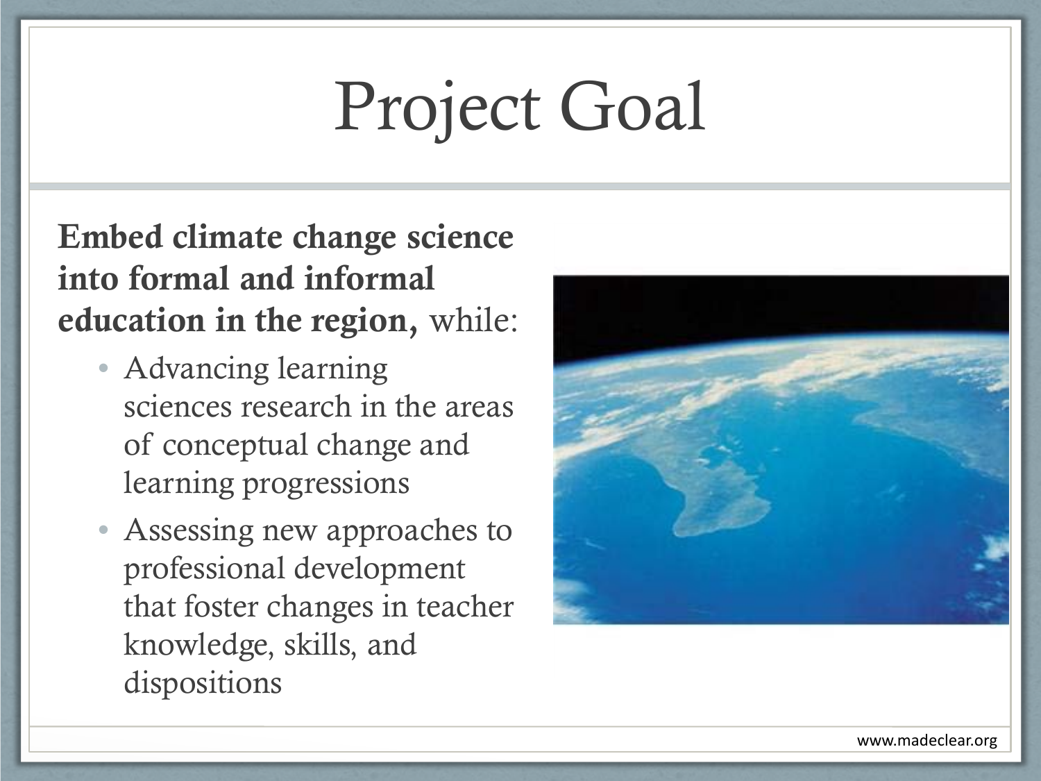# Project Goal

**Embed climate change science into formal and informal education in the region,** while:

- Advancing learning sciences research in the areas of conceptual change and learning progressions
- Assessing new approaches to professional development that foster changes in teacher knowledge, skills, and dispositions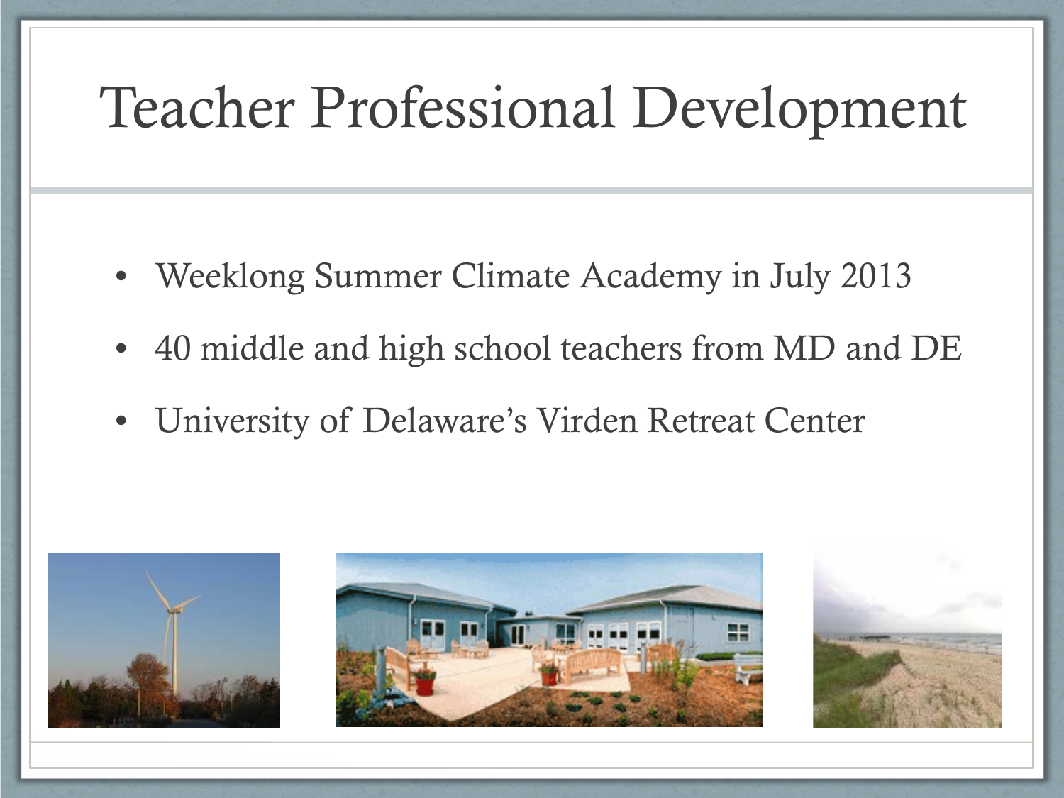# Teacher Professional Development

- Weeklong Summer Climate Academy in July 2013
- 40 middle and high school teachers from MD and DE
- University of Delaware's Virden Retreat Center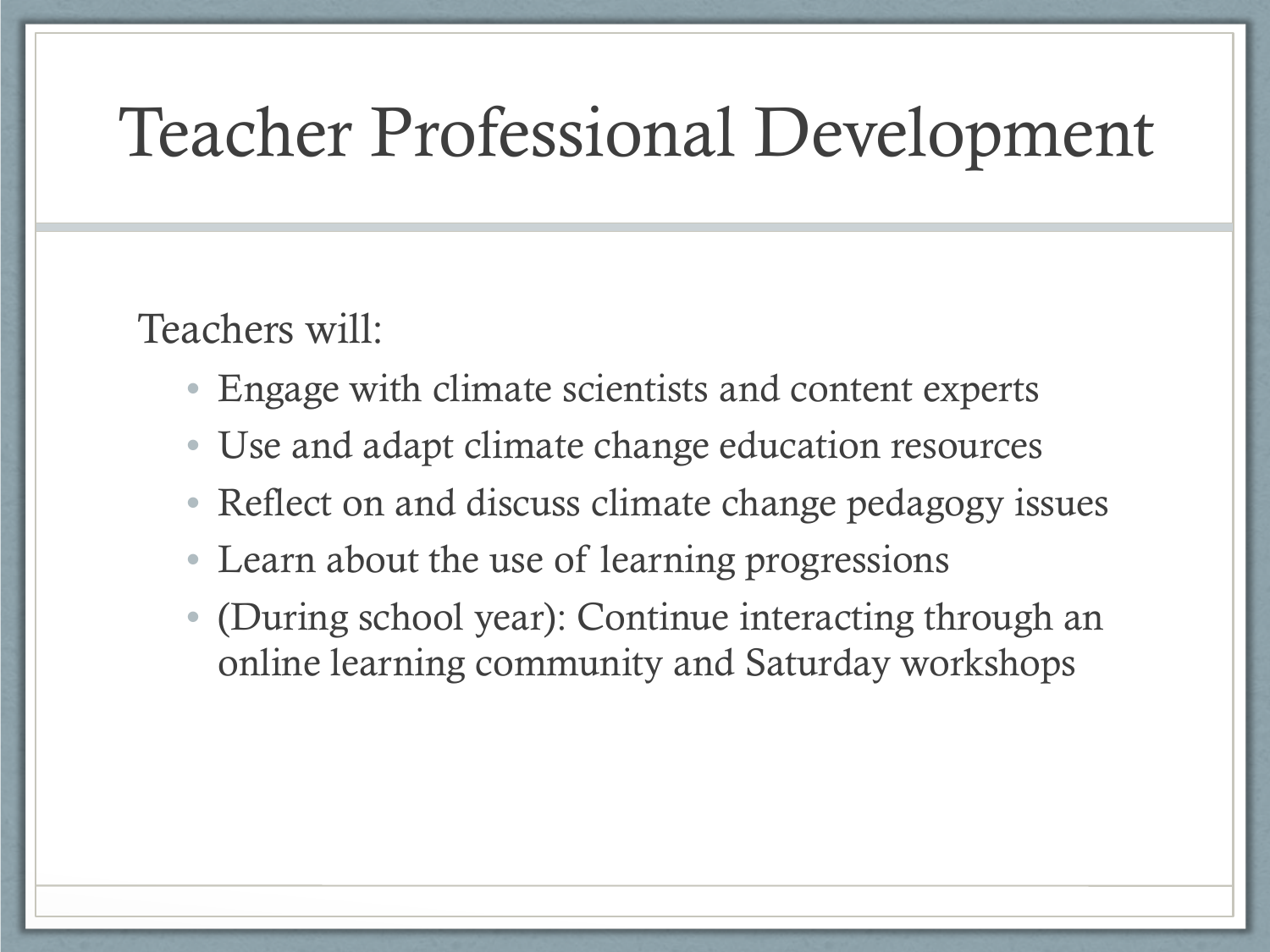# Teacher Professional Development

Teachers will:

- Engage with climate scientists and content experts
- Use and adapt climate change education resources
- Reflect on and discuss climate change pedagogy issues
- Learn about the use of learning progressions
- (During school year): Continue interacting through an online learning community and Saturday workshops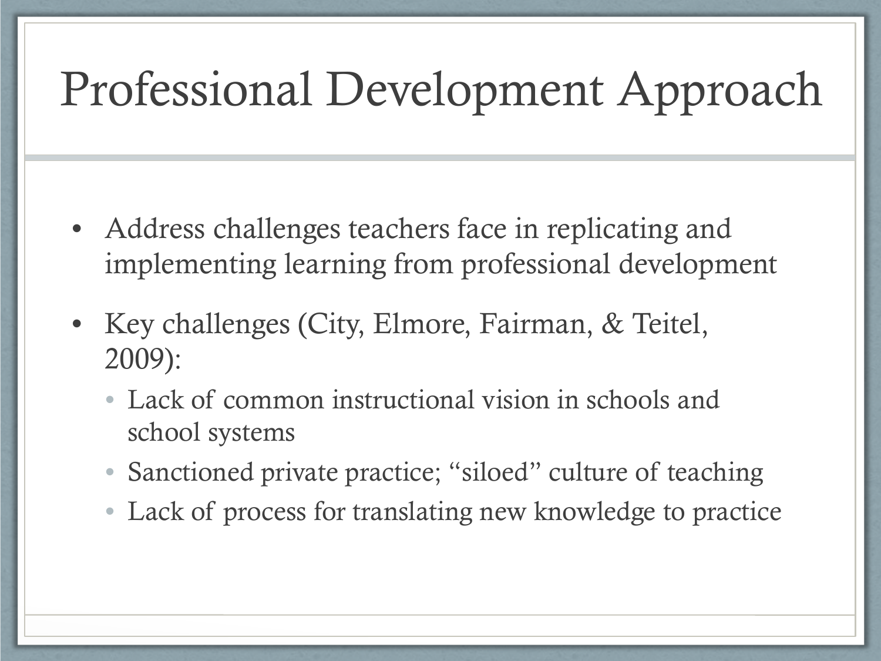# Professional Development Approach

- Address challenges teachers face in replicating and implementing learning from professional development
- Key challenges (City, Elmore, Fairman, & Teitel, 2009):
  - Lack of common instructional vision in schools and school systems
  - Sanctioned private practice; "siloed" culture of teaching
  - Lack of process for translating new knowledge to practice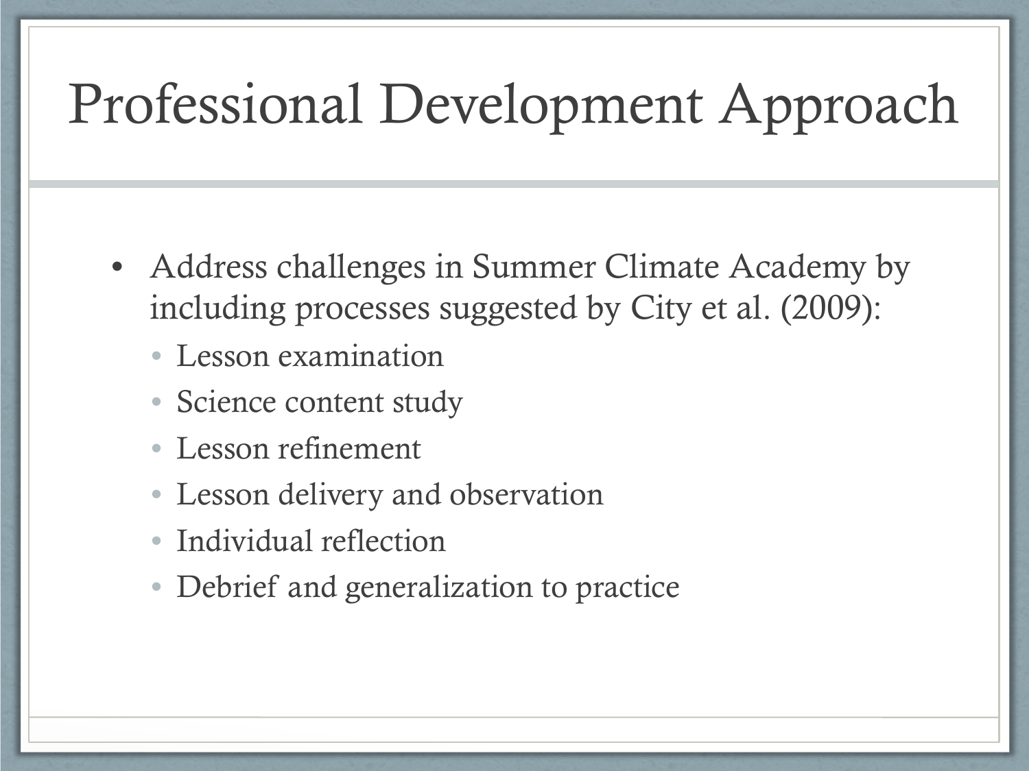# Professional Development Approach

- Address challenges in Summer Climate Academy by including processes suggested by City et al. (2009):
  - Lesson examination
  - Science content study
  - Lesson refinement
  - Lesson delivery and observation
  - Individual reflection
  - Debrief and generalization to practice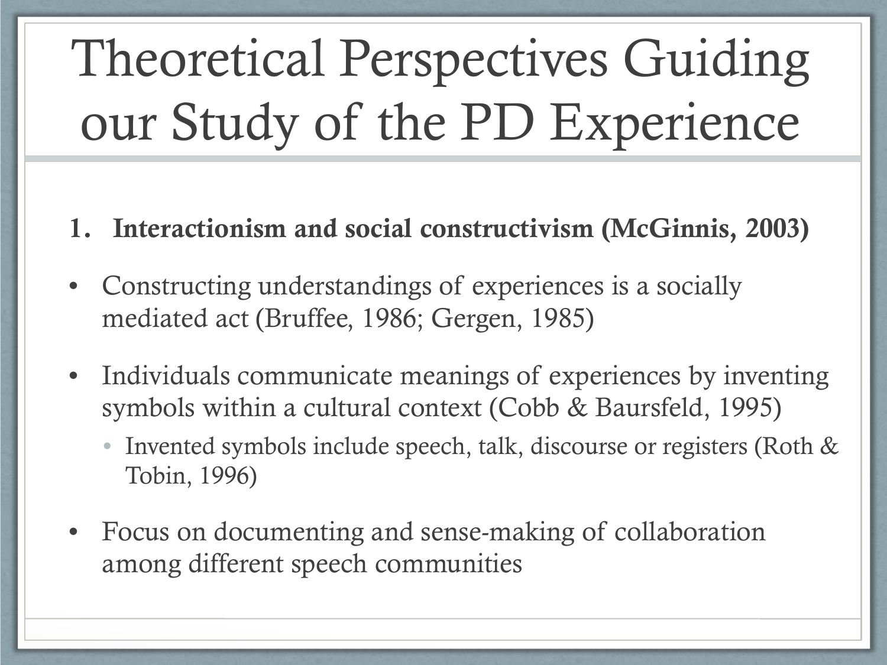# Theoretical Perspectives Guiding our Study of the PD Experience

1. **Interactionism and social constructivism (McGinnis, 2003)**

- Constructing understandings of experiences is a socially mediated act (Bruffee, 1986; Gergen, 1985)
- Individuals communicate meanings of experiences by inventing symbols within a cultural context (Cobb & Baursfeld, 1995)
  - Invented symbols include speech, talk, discourse or registers (Roth & Tobin, 1996)
- Focus on documenting and sense-making of collaboration among different speech communities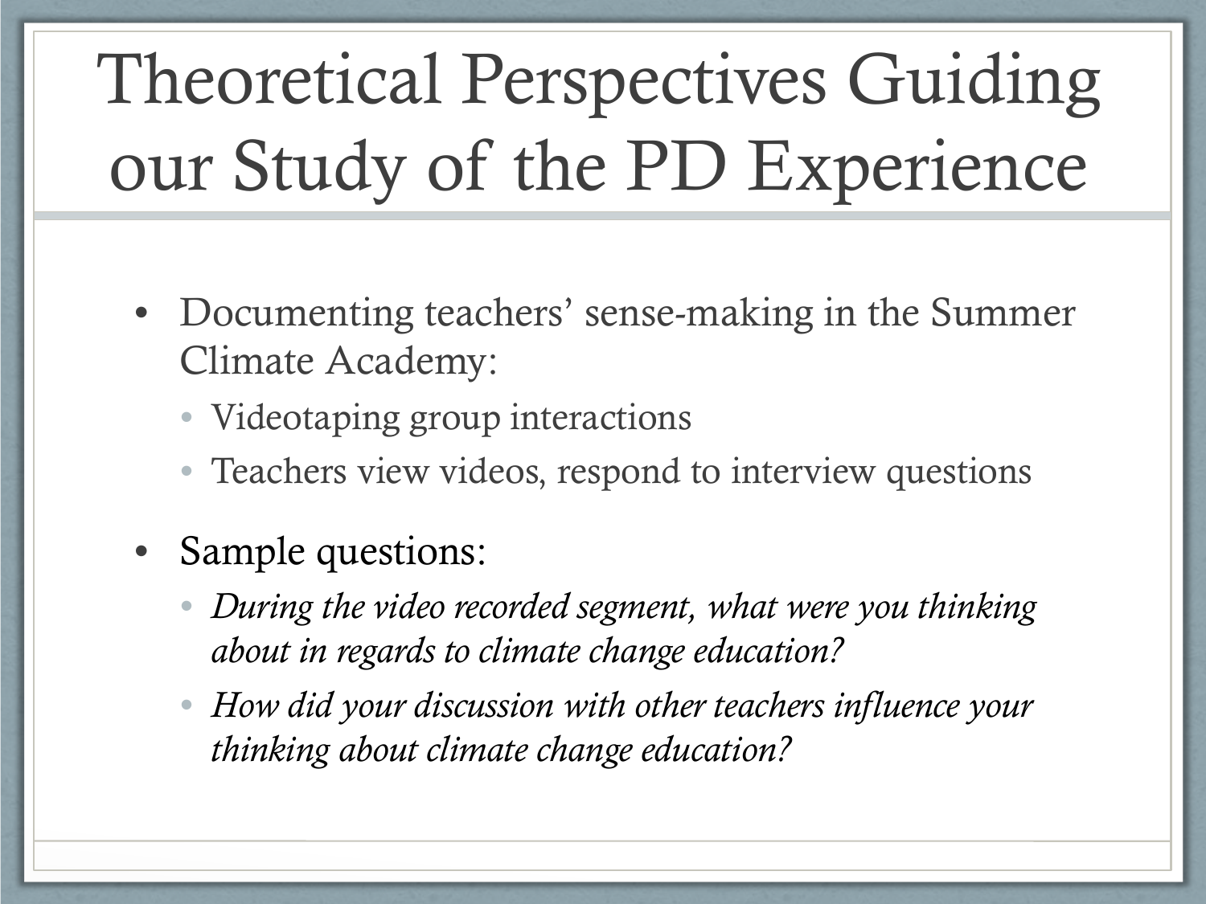# Theoretical Perspectives Guiding our Study of the PD Experience

- Documenting teachers' sense-making in the Summer Climate Academy:
  - Videotaping group interactions
  - Teachers view videos, respond to interview questions
- Sample questions:
  - *During the video recorded segment, what were you thinking about in regards to climate change education?*
  - *How did your discussion with other teachers influence your thinking about climate change education?*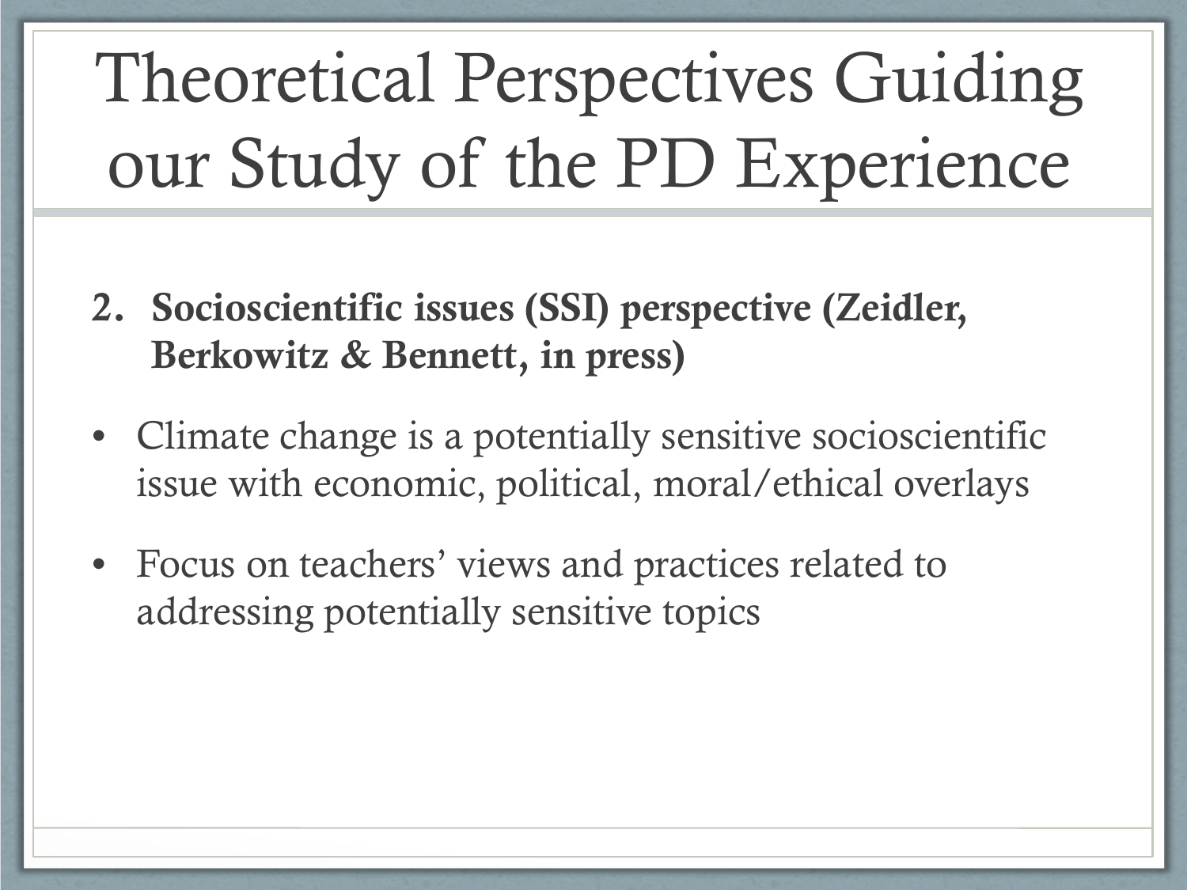# Theoretical Perspectives Guiding our Study of the PD Experience

2. **Socioscientific issues (SSI) perspective (Zeidler, Berkowitz & Bennett, in press)**

- Climate change is a potentially sensitive socioscientific issue with economic, political, moral/ethical overlays
- Focus on teachers' views and practices related to addressing potentially sensitive topics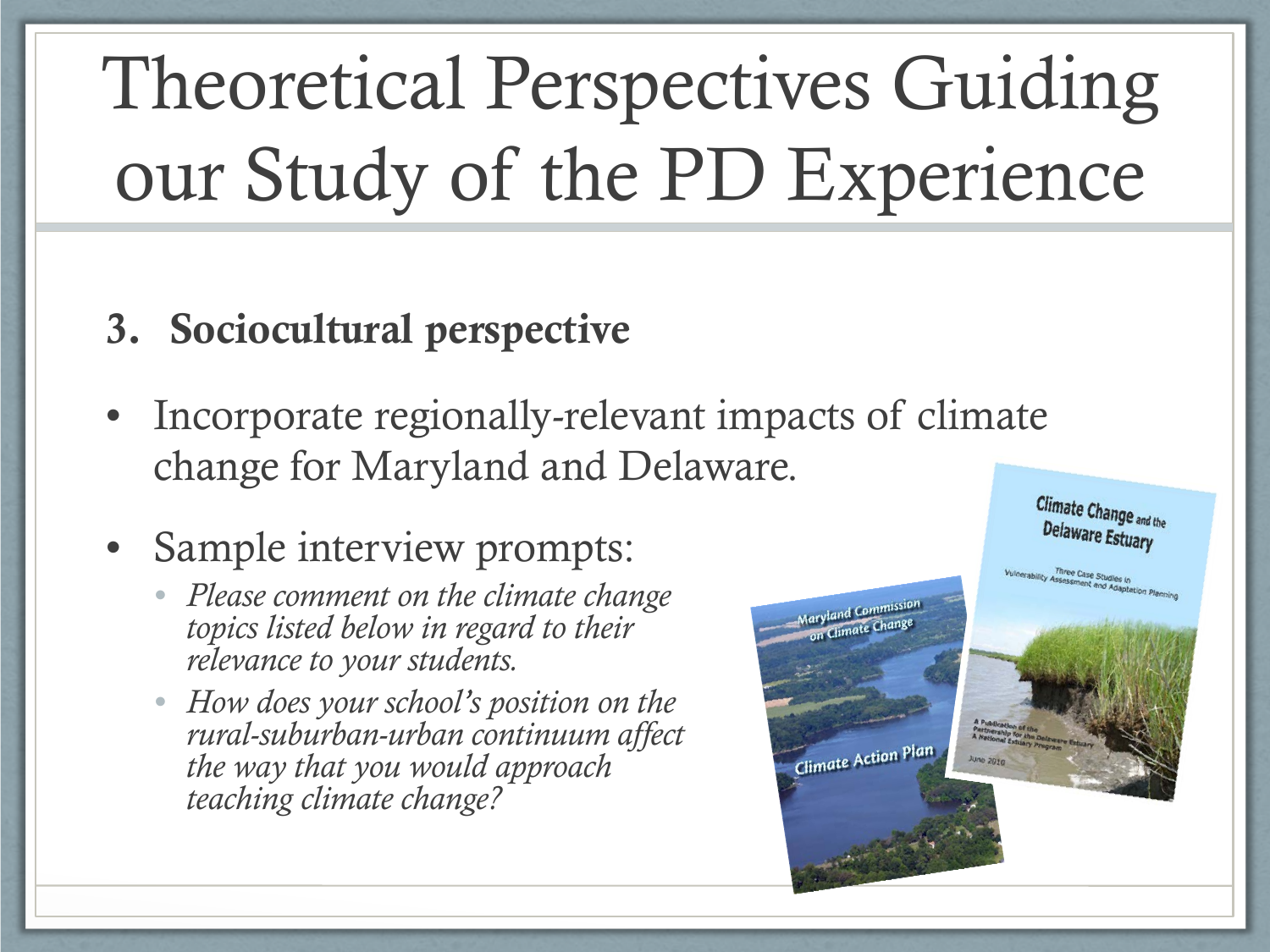# Theoretical Perspectives Guiding our Study of the PD Experience

**3. Sociocultural perspective**

- Incorporate regionally-relevant impacts of climate change for Maryland and Delaware.
- Sample interview prompts:
  - *Please comment on the climate change topics listed below in regard to their relevance to your students.*
  - *How does your school's position on the rural-suburban-urban continuum affect the way that you would approach teaching climate change?*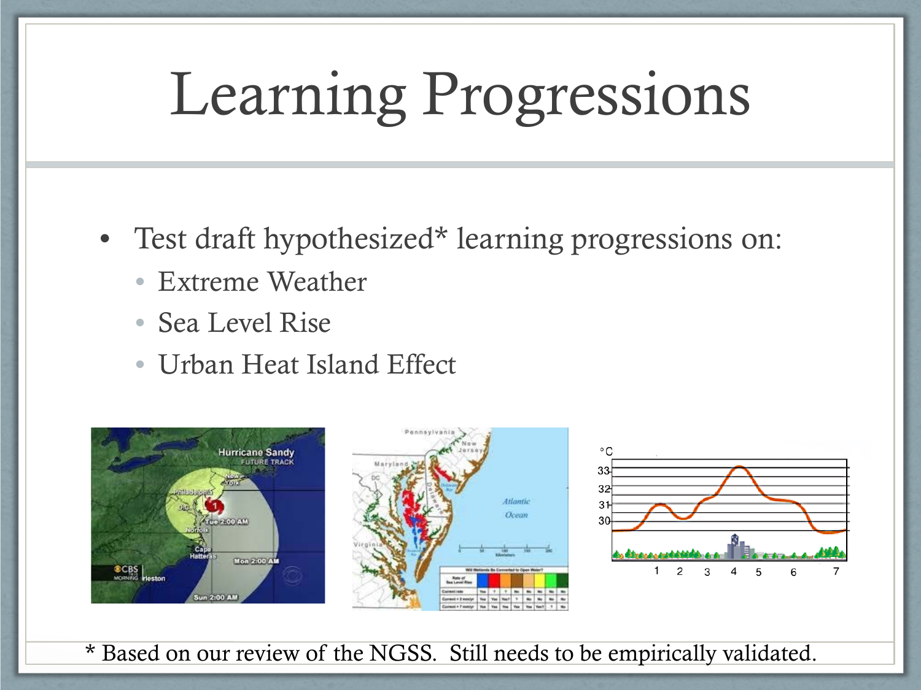# Learning Progressions

- Test draft hypothesized* learning progressions on:
  - Extreme Weather
  - Sea Level Rise
  - Urban Heat Island Effect

* Based on our review of the NGSS. Still needs to be empirically validated.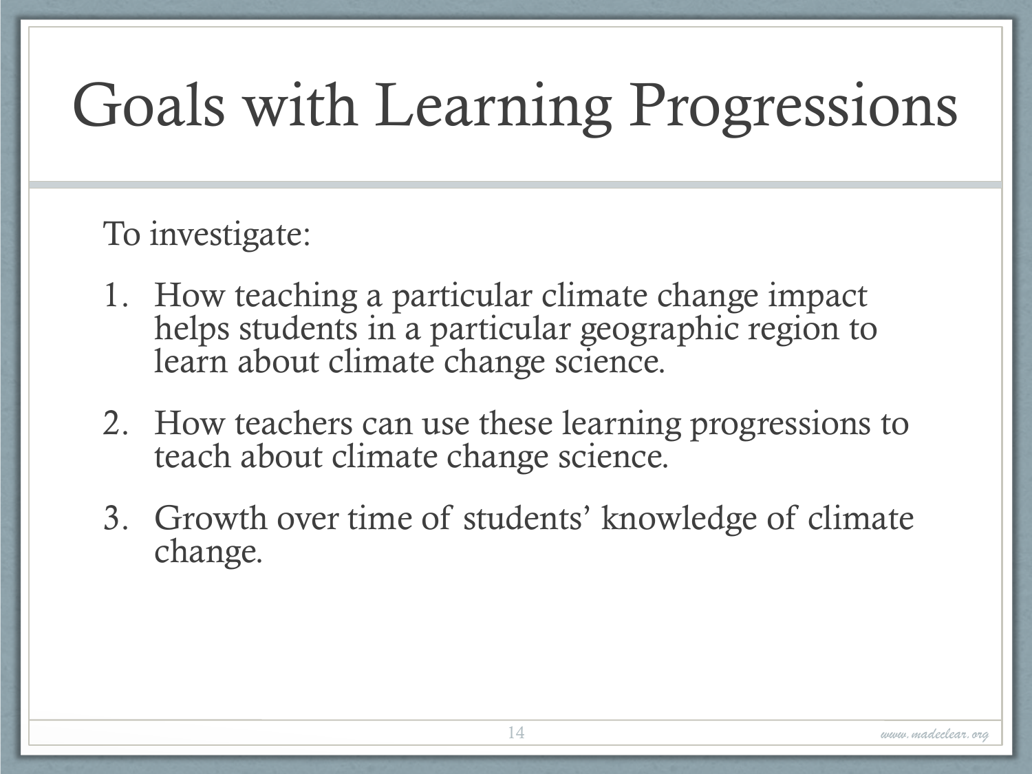# Goals with Learning Progressions

To investigate:

1. How teaching a particular climate change impact helps students in a particular geographic region to learn about climate change science.
2. How teachers can use these learning progressions to teach about climate change science.
3. Growth over time of students' knowledge of climate change.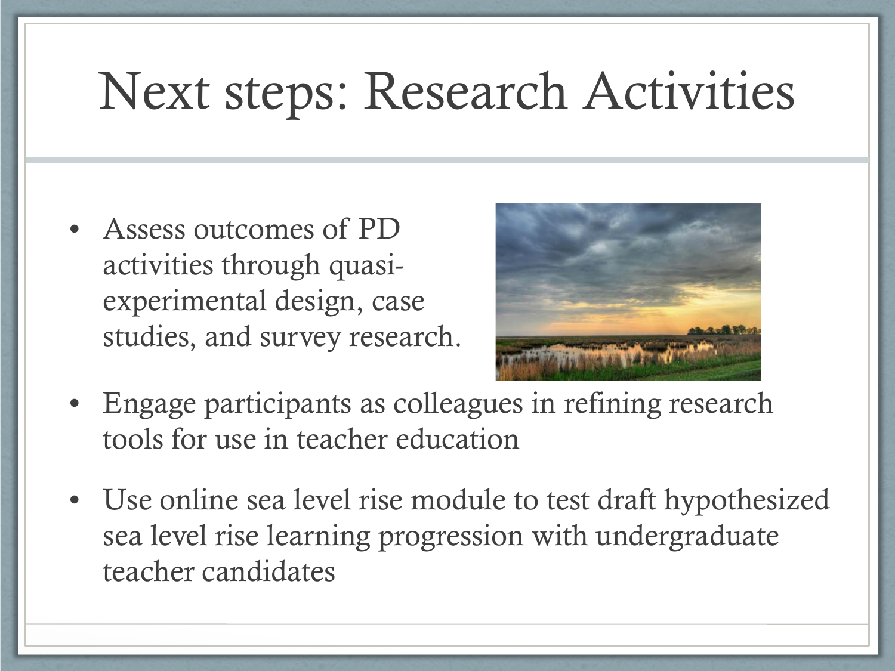# Next steps: Research Activities

- Assess outcomes of PD activities through quasi-experimental design, case studies, and survey research.
- Engage participants as colleagues in refining research tools for use in teacher education
- Use online sea level rise module to test draft hypothesized sea level rise learning progression with undergraduate teacher candidates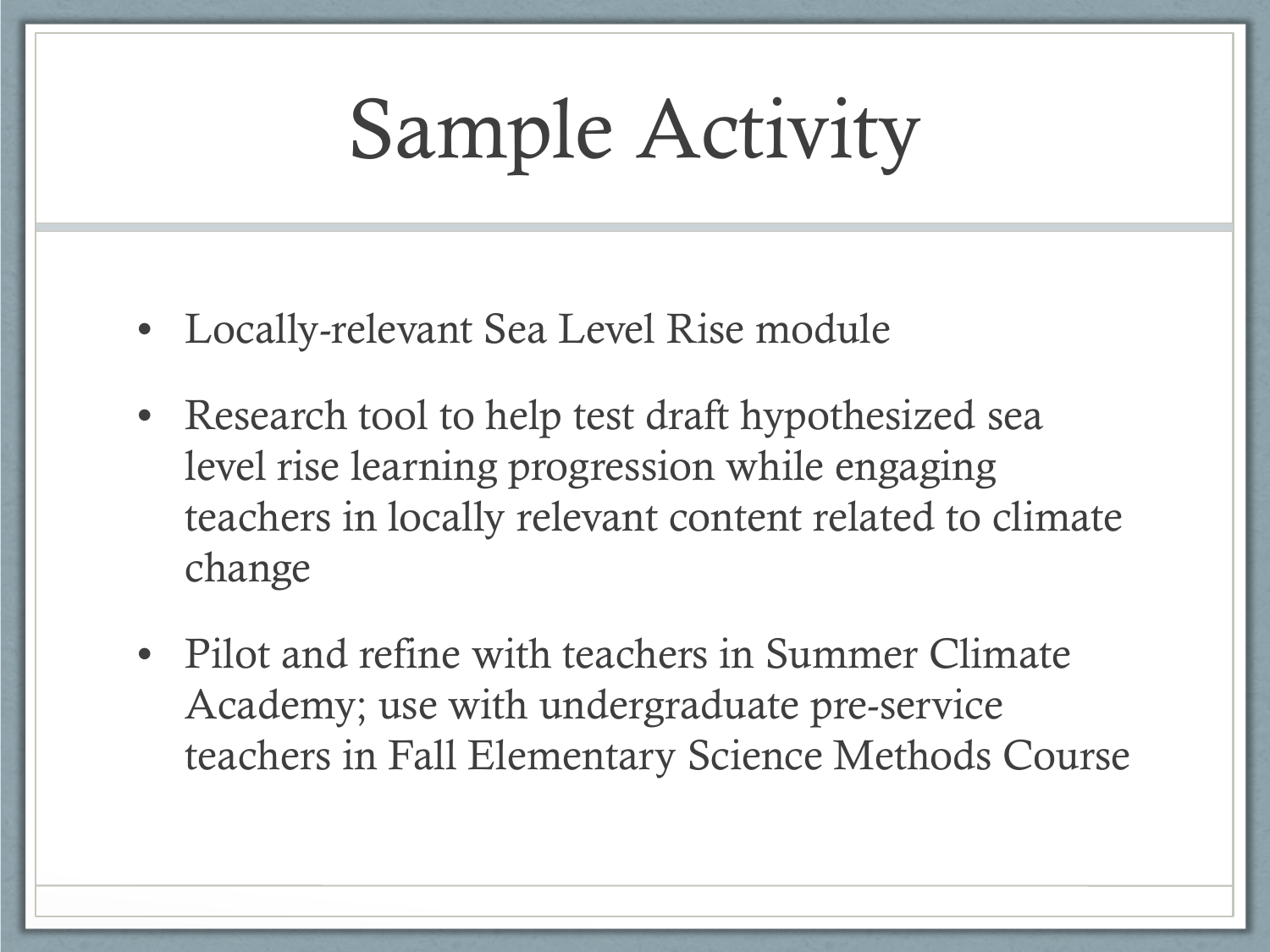# Sample Activity

- Locally-relevant Sea Level Rise module
- Research tool to help test draft hypothesized sea level rise learning progression while engaging teachers in locally relevant content related to climate change
- Pilot and refine with teachers in Summer Climate Academy; use with undergraduate pre-service teachers in Fall Elementary Science Methods Course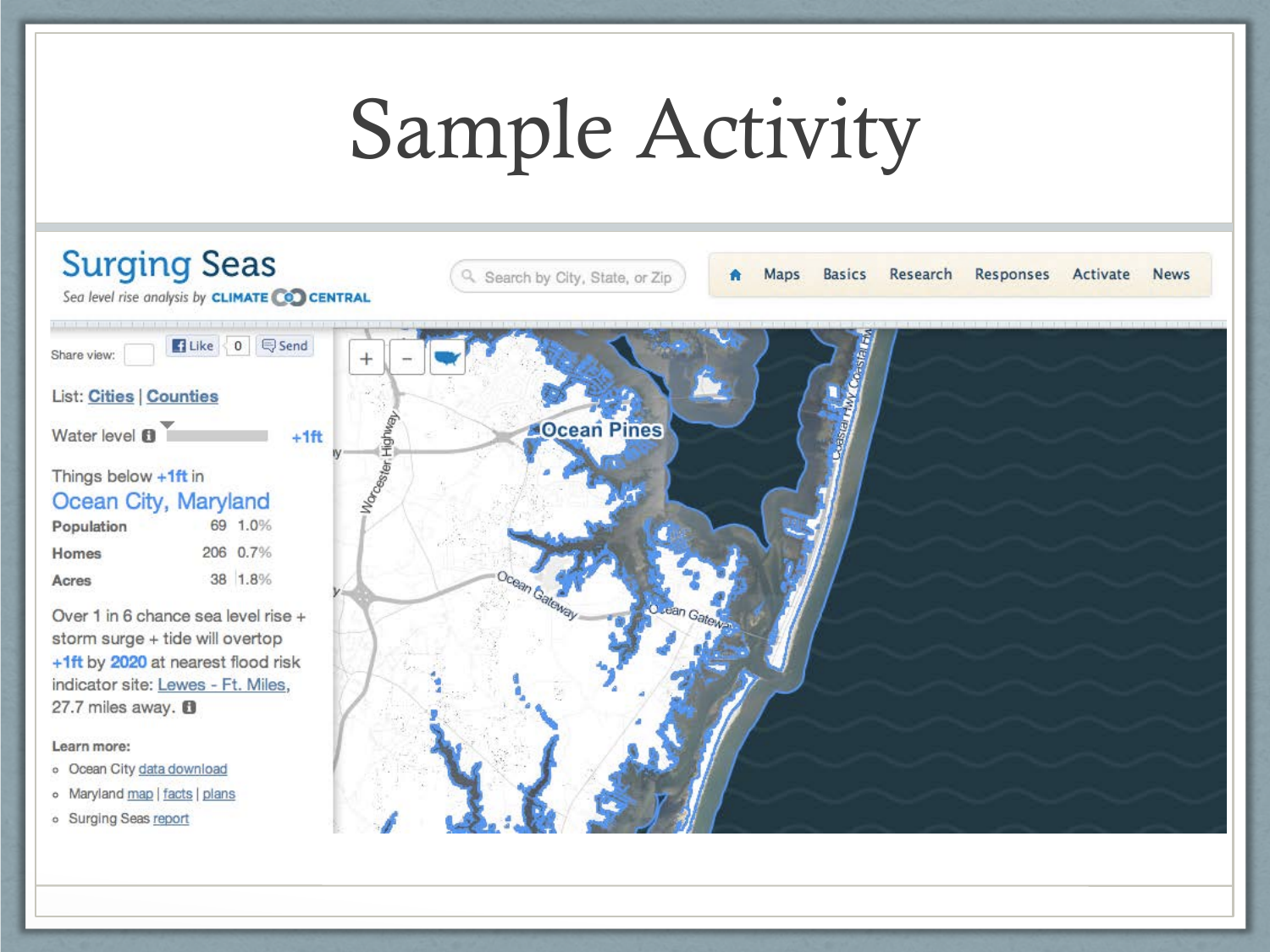# Sample Activity

**Surging Seas**

*Sea level rise analysis by* CLIMATE CENTRAL

Search by City, State, or Zip

Maps | Basics | Research | Responses | Activate | News

Share view: Like 0 Send

List: Cities | Counties

Water level +1ft

Things below +1ft in

## Ocean City, Maryland

| | | |
|---|---|---|
| **Population** | 69 | 1.0% |
| **Homes** | 206 | 0.7% |
| **Acres** | 38 | 1.8% |

Over 1 in 6 chance sea level rise + storm surge + tide will overtop +1ft by 2020 at nearest flood risk indicator site: Lewes - Ft. Miles, 27.7 miles away.

**Learn more:**

- Ocean City data download
- Maryland map | facts | plans
- Surging Seas report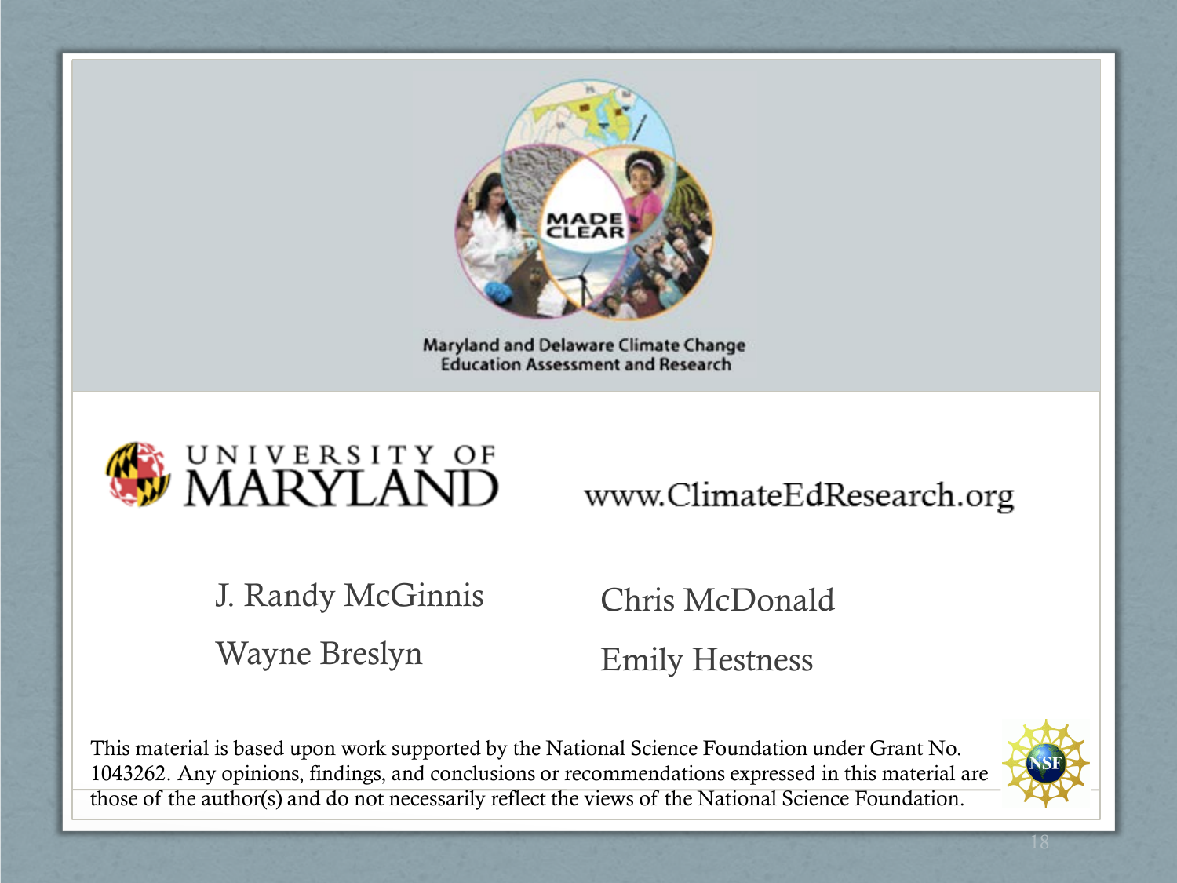MADE CLEAR

Maryland and Delaware Climate Change
Education Assessment and Research

UNIVERSITY OF MARYLAND

www.ClimateEdResearch.org

J. Randy McGinnis

Wayne Breslyn

Chris McDonald

Emily Hestness

This material is based upon work supported by the National Science Foundation under Grant No. 1043262. Any opinions, findings, and conclusions or recommendations expressed in this material are those of the author(s) and do not necessarily reflect the views of the National Science Foundation.

NSF